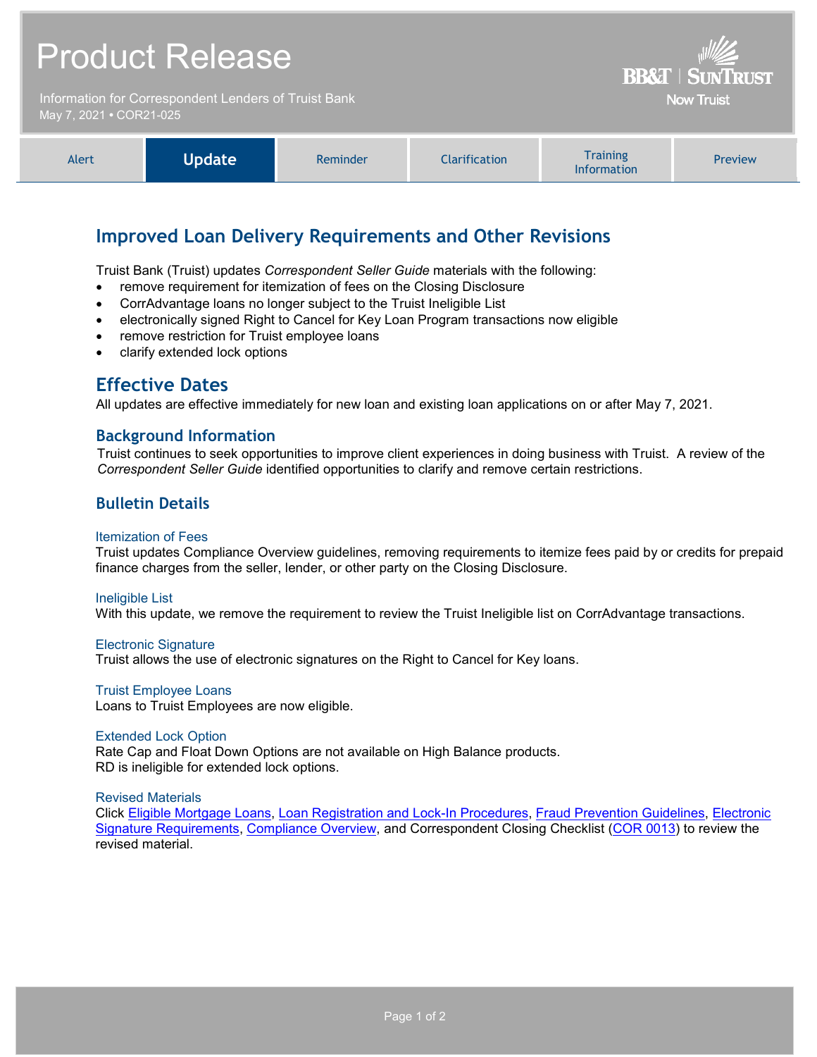# Product Release

Information for Correspondent Lenders of Truist Bank
May 7, 2021 • COR21-025

BB&T | SunTrust
Now Truist

| Alert | **Update** | Reminder | Clarification | Training Information | Preview |
|---|---|---|---|---|---|

## Improved Loan Delivery Requirements and Other Revisions

Truist Bank (Truist) updates *Correspondent Seller Guide* materials with the following:

- remove requirement for itemization of fees on the Closing Disclosure
- CorrAdvantage loans no longer subject to the Truist Ineligible List
- electronically signed Right to Cancel for Key Loan Program transactions now eligible
- remove restriction for Truist employee loans
- clarify extended lock options

## Effective Dates

All updates are effective immediately for new loan and existing loan applications on or after May 7, 2021.

### Background Information

Truist continues to seek opportunities to improve client experiences in doing business with Truist. A review of the *Correspondent Seller Guide* identified opportunities to clarify and remove certain restrictions.

### Bulletin Details

#### Itemization of Fees

Truist updates Compliance Overview guidelines, removing requirements to itemize fees paid by or credits for prepaid finance charges from the seller, lender, or other party on the Closing Disclosure.

#### Ineligible List

With this update, we remove the requirement to review the Truist Ineligible list on CorrAdvantage transactions.

#### Electronic Signature

Truist allows the use of electronic signatures on the Right to Cancel for Key loans.

#### Truist Employee Loans

Loans to Truist Employees are now eligible.

#### Extended Lock Option

Rate Cap and Float Down Options are not available on High Balance products.
RD is ineligible for extended lock options.

#### Revised Materials

Click Eligible Mortgage Loans, Loan Registration and Lock-In Procedures, Fraud Prevention Guidelines, Electronic Signature Requirements, Compliance Overview, and Correspondent Closing Checklist (COR 0013) to review the revised material.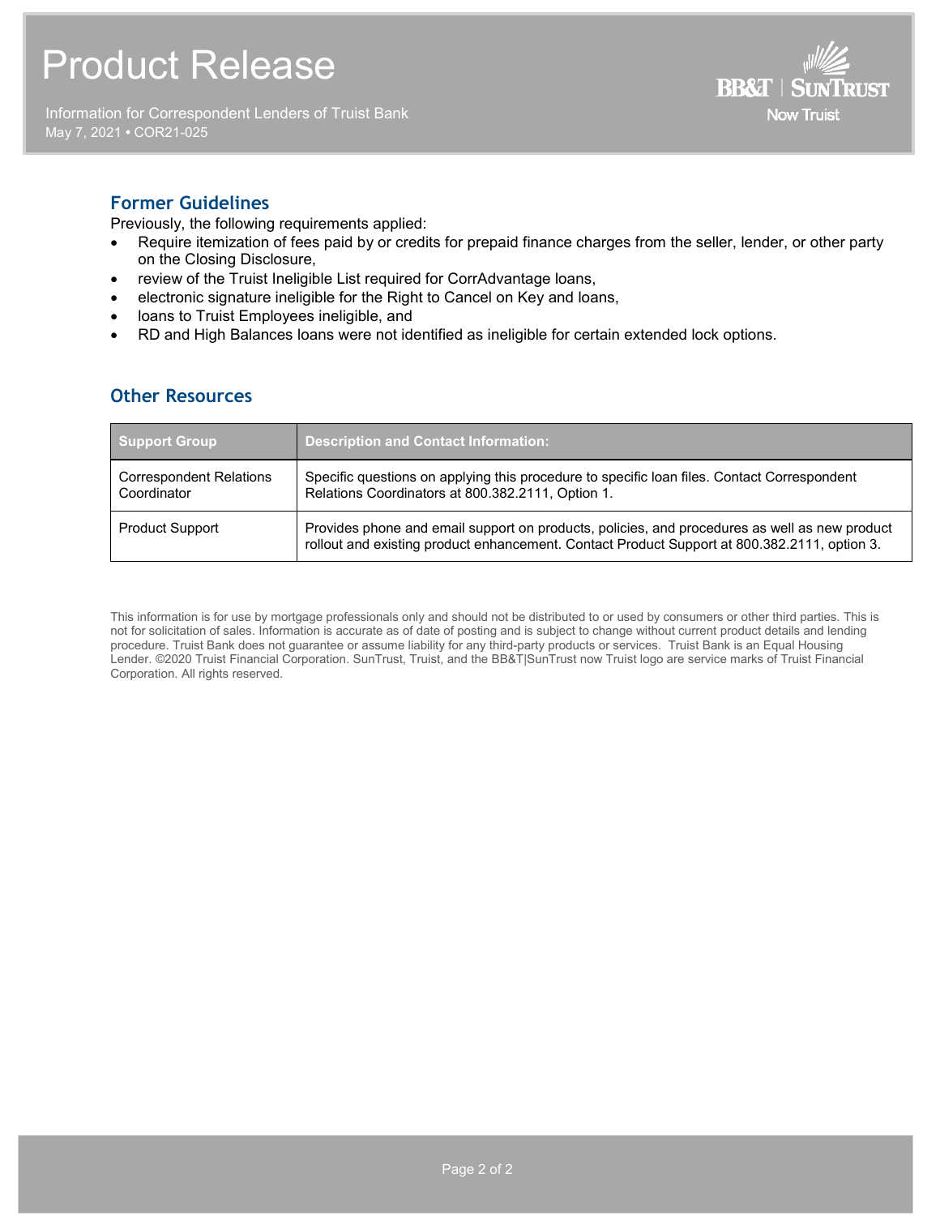# Product Release

Information for Correspondent Lenders of Truist Bank
May 7, 2021 • COR21-025

## Former Guidelines

Previously, the following requirements applied:

- Require itemization of fees paid by or credits for prepaid finance charges from the seller, lender, or other party on the Closing Disclosure,
- review of the Truist Ineligible List required for CorrAdvantage loans,
- electronic signature ineligible for the Right to Cancel on Key and loans,
- loans to Truist Employees ineligible, and
- RD and High Balances loans were not identified as ineligible for certain extended lock options.

## Other Resources

| Support Group | Description and Contact Information: |
|---|---|
| Correspondent Relations Coordinator | Specific questions on applying this procedure to specific loan files. Contact Correspondent Relations Coordinators at 800.382.2111, Option 1. |
| Product Support | Provides phone and email support on products, policies, and procedures as well as new product rollout and existing product enhancement. Contact Product Support at 800.382.2111, option 3. |

This information is for use by mortgage professionals only and should not be distributed to or used by consumers or other third parties. This is not for solicitation of sales. Information is accurate as of date of posting and is subject to change without current product details and lending procedure. Truist Bank does not guarantee or assume liability for any third-party products or services. Truist Bank is an Equal Housing Lender. ©2020 Truist Financial Corporation. SunTrust, Truist, and the BB&T|SunTrust now Truist logo are service marks of Truist Financial Corporation. All rights reserved.